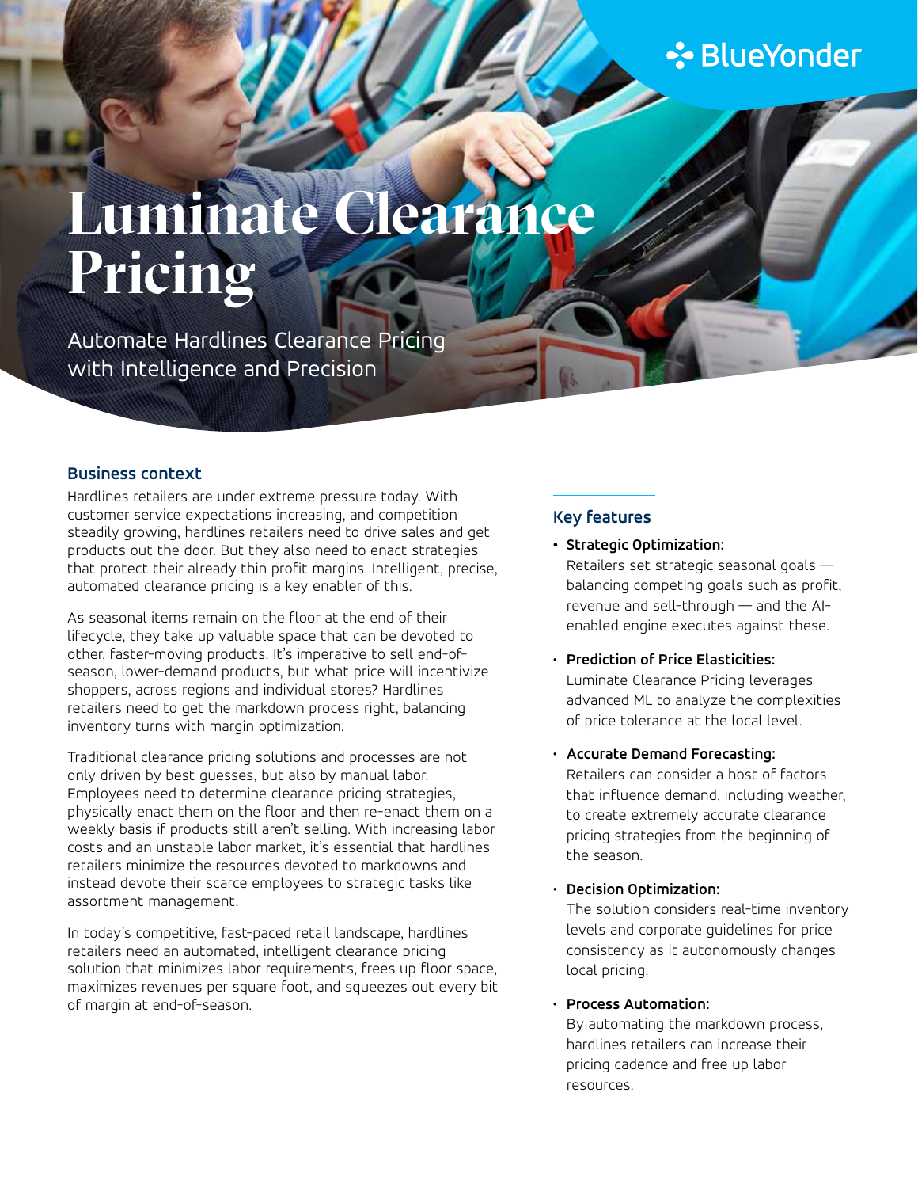BlueYonder

# Luminate Clearance Pricing

Automate Hardlines Clearance Pricing with Intelligence and Precision

## Business context

Hardlines retailers are under extreme pressure today. With customer service expectations increasing, and competition steadily growing, hardlines retailers need to drive sales and get products out the door. But they also need to enact strategies that protect their already thin profit margins. Intelligent, precise, automated clearance pricing is a key enabler of this.

As seasonal items remain on the floor at the end of their lifecycle, they take up valuable space that can be devoted to other, faster-moving products. It's imperative to sell end-of-season, lower-demand products, but what price will incentivize shoppers, across regions and individual stores? Hardlines retailers need to get the markdown process right, balancing inventory turns with margin optimization.

Traditional clearance pricing solutions and processes are not only driven by best guesses, but also by manual labor. Employees need to determine clearance pricing strategies, physically enact them on the floor and then re-enact them on a weekly basis if products still aren't selling. With increasing labor costs and an unstable labor market, it's essential that hardlines retailers minimize the resources devoted to markdowns and instead devote their scarce employees to strategic tasks like assortment management.

In today's competitive, fast-paced retail landscape, hardlines retailers need an automated, intelligent clearance pricing solution that minimizes labor requirements, frees up floor space, maximizes revenues per square foot, and squeezes out every bit of margin at end-of-season.

## Key features

- **Strategic Optimization:** Retailers set strategic seasonal goals — balancing competing goals such as profit, revenue and sell-through — and the AI-enabled engine executes against these.
- **Prediction of Price Elasticities:** Luminate Clearance Pricing leverages advanced ML to analyze the complexities of price tolerance at the local level.
- **Accurate Demand Forecasting:** Retailers can consider a host of factors that influence demand, including weather, to create extremely accurate clearance pricing strategies from the beginning of the season.
- **Decision Optimization:** The solution considers real-time inventory levels and corporate guidelines for price consistency as it autonomously changes local pricing.
- **Process Automation:** By automating the markdown process, hardlines retailers can increase their pricing cadence and free up labor resources.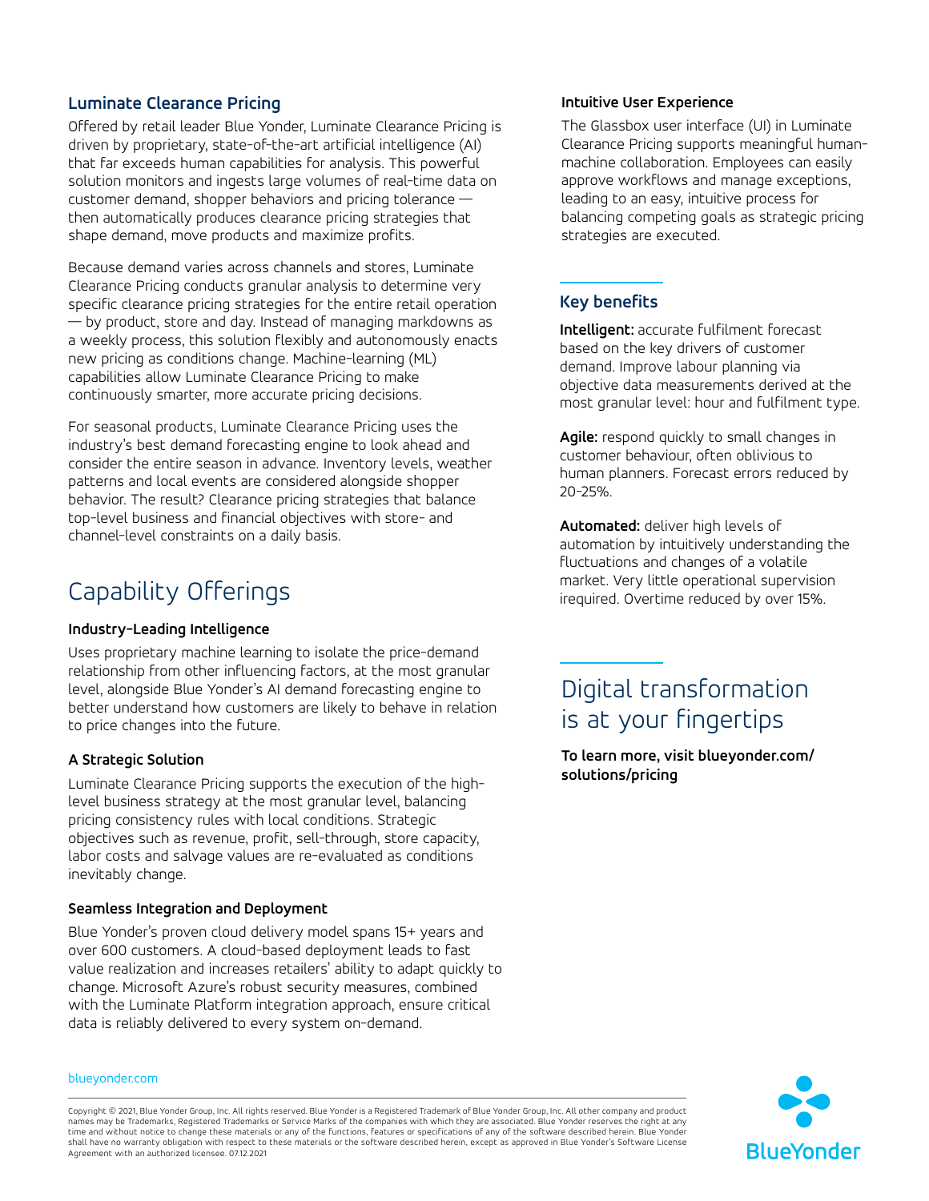## Luminate Clearance Pricing

Offered by retail leader Blue Yonder, Luminate Clearance Pricing is driven by proprietary, state-of-the-art artificial intelligence (AI) that far exceeds human capabilities for analysis. This powerful solution monitors and ingests large volumes of real-time data on customer demand, shopper behaviors and pricing tolerance — then automatically produces clearance pricing strategies that shape demand, move products and maximize profits.

Because demand varies across channels and stores, Luminate Clearance Pricing conducts granular analysis to determine very specific clearance pricing strategies for the entire retail operation — by product, store and day. Instead of managing markdowns as a weekly process, this solution flexibly and autonomously enacts new pricing as conditions change. Machine-learning (ML) capabilities allow Luminate Clearance Pricing to make continuously smarter, more accurate pricing decisions.

For seasonal products, Luminate Clearance Pricing uses the industry's best demand forecasting engine to look ahead and consider the entire season in advance. Inventory levels, weather patterns and local events are considered alongside shopper behavior. The result? Clearance pricing strategies that balance top-level business and financial objectives with store- and channel-level constraints on a daily basis.

# Capability Offerings

### Industry-Leading Intelligence

Uses proprietary machine learning to isolate the price-demand relationship from other influencing factors, at the most granular level, alongside Blue Yonder's AI demand forecasting engine to better understand how customers are likely to behave in relation to price changes into the future.

### A Strategic Solution

Luminate Clearance Pricing supports the execution of the high-level business strategy at the most granular level, balancing pricing consistency rules with local conditions. Strategic objectives such as revenue, profit, sell-through, store capacity, labor costs and salvage values are re-evaluated as conditions inevitably change.

### Seamless Integration and Deployment

Blue Yonder's proven cloud delivery model spans 15+ years and over 600 customers. A cloud-based deployment leads to fast value realization and increases retailers' ability to adapt quickly to change. Microsoft Azure's robust security measures, combined with the Luminate Platform integration approach, ensure critical data is reliably delivered to every system on-demand.

### Intuitive User Experience

The Glassbox user interface (UI) in Luminate Clearance Pricing supports meaningful human-machine collaboration. Employees can easily approve workflows and manage exceptions, leading to an easy, intuitive process for balancing competing goals as strategic pricing strategies are executed.

## Key benefits

**Intelligent:** accurate fulfilment forecast based on the key drivers of customer demand. Improve labour planning via objective data measurements derived at the most granular level: hour and fulfilment type.

**Agile:** respond quickly to small changes in customer behaviour, often oblivious to human planners. Forecast errors reduced by 20-25%.

**Automated:** deliver high levels of automation by intuitively understanding the fluctuations and changes of a volatile market. Very little operational supervision irequired. Overtime reduced by over 15%.

# Digital transformation is at your fingertips

**To learn more, visit blueyonder.com/solutions/pricing**

blueyonder.com

Copyright © 2021, Blue Yonder Group, Inc. All rights reserved. Blue Yonder is a Registered Trademark of Blue Yonder Group, Inc. All other company and product names may be Trademarks, Registered Trademarks or Service Marks of the companies with which they are associated. Blue Yonder reserves the right at any time and without notice to change these materials or any of the functions, features or specifications of any of the software described herein. Blue Yonder shall have no warranty obligation with respect to these materials or the software described herein, except as approved in Blue Yonder's Software License Agreement with an authorized licensee. 07.12.2021

BlueYonder